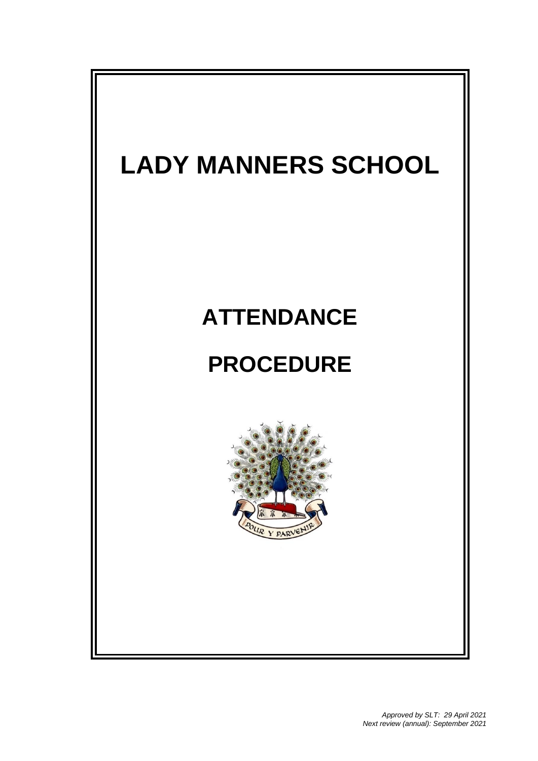# LADY MANNERS SCHOOL

# ATTENDANCE

# PROCEDURE

*Approved by SLT: 29 April 2021*
*Next review (annual): September 2021*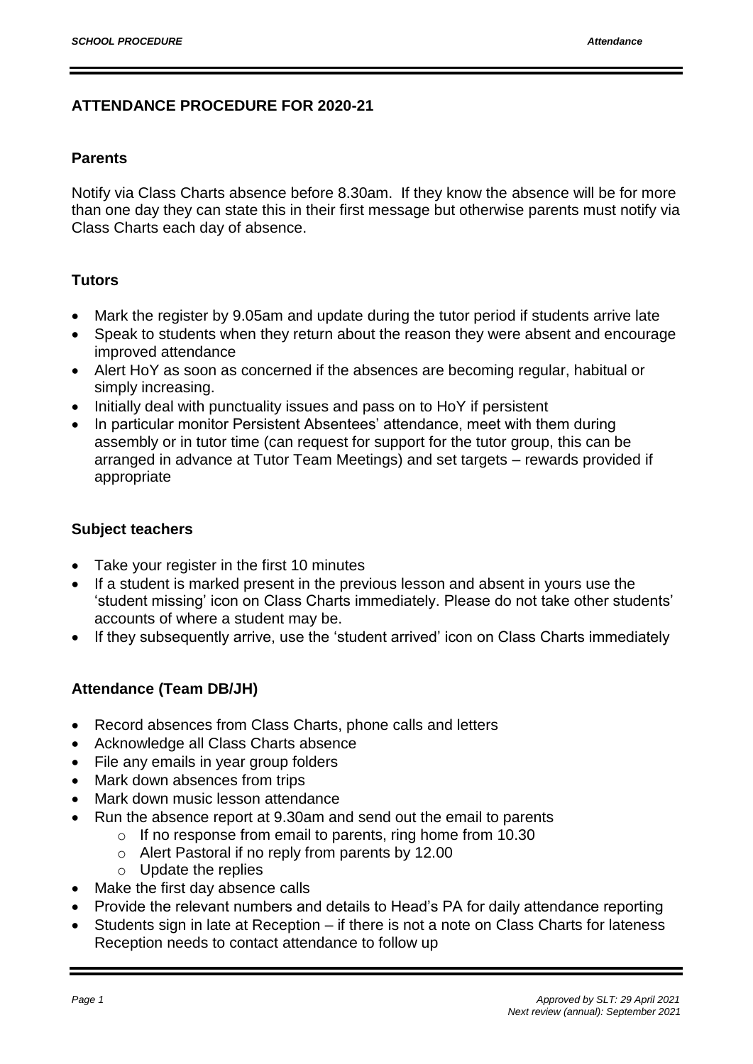## ATTENDANCE PROCEDURE FOR 2020-21

### Parents

Notify via Class Charts absence before 8.30am. If they know the absence will be for more than one day they can state this in their first message but otherwise parents must notify via Class Charts each day of absence.

### Tutors

- Mark the register by 9.05am and update during the tutor period if students arrive late
- Speak to students when they return about the reason they were absent and encourage improved attendance
- Alert HoY as soon as concerned if the absences are becoming regular, habitual or simply increasing.
- Initially deal with punctuality issues and pass on to HoY if persistent
- In particular monitor Persistent Absentees' attendance, meet with them during assembly or in tutor time (can request for support for the tutor group, this can be arranged in advance at Tutor Team Meetings) and set targets – rewards provided if appropriate

### Subject teachers

- Take your register in the first 10 minutes
- If a student is marked present in the previous lesson and absent in yours use the 'student missing' icon on Class Charts immediately. Please do not take other students' accounts of where a student may be.
- If they subsequently arrive, use the 'student arrived' icon on Class Charts immediately

### Attendance (Team DB/JH)

- Record absences from Class Charts, phone calls and letters
- Acknowledge all Class Charts absence
- File any emails in year group folders
- Mark down absences from trips
- Mark down music lesson attendance
- Run the absence report at 9.30am and send out the email to parents
  - If no response from email to parents, ring home from 10.30
  - Alert Pastoral if no reply from parents by 12.00
  - Update the replies
- Make the first day absence calls
- Provide the relevant numbers and details to Head's PA for daily attendance reporting
- Students sign in late at Reception – if there is not a note on Class Charts for lateness Reception needs to contact attendance to follow up

*Approved by SLT: 29 April 2021*
*Next review (annual): September 2021*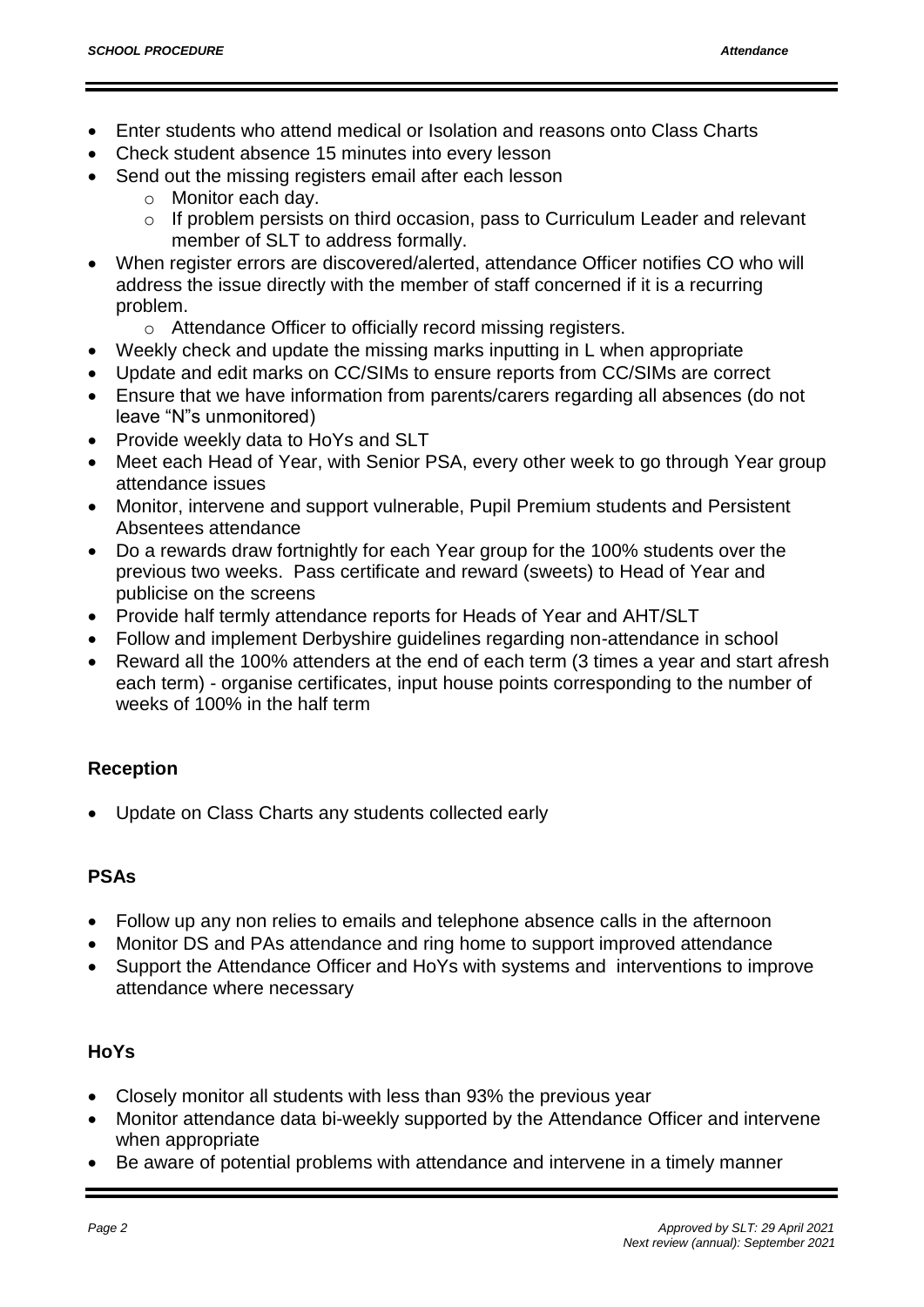- Enter students who attend medical or Isolation and reasons onto Class Charts
- Check student absence 15 minutes into every lesson
- Send out the missing registers email after each lesson
    - Monitor each day.
    - If problem persists on third occasion, pass to Curriculum Leader and relevant member of SLT to address formally.
- When register errors are discovered/alerted, attendance Officer notifies CO who will address the issue directly with the member of staff concerned if it is a recurring problem.
    - Attendance Officer to officially record missing registers.
- Weekly check and update the missing marks inputting in L when appropriate
- Update and edit marks on CC/SIMs to ensure reports from CC/SIMs are correct
- Ensure that we have information from parents/carers regarding all absences (do not leave "N"s unmonitored)
- Provide weekly data to HoYs and SLT
- Meet each Head of Year, with Senior PSA, every other week to go through Year group attendance issues
- Monitor, intervene and support vulnerable, Pupil Premium students and Persistent Absentees attendance
- Do a rewards draw fortnightly for each Year group for the 100% students over the previous two weeks. Pass certificate and reward (sweets) to Head of Year and publicise on the screens
- Provide half termly attendance reports for Heads of Year and AHT/SLT
- Follow and implement Derbyshire guidelines regarding non-attendance in school
- Reward all the 100% attenders at the end of each term (3 times a year and start afresh each term) - organise certificates, input house points corresponding to the number of weeks of 100% in the half term

**Reception**

- Update on Class Charts any students collected early

**PSAs**

- Follow up any non relies to emails and telephone absence calls in the afternoon
- Monitor DS and PAs attendance and ring home to support improved attendance
- Support the Attendance Officer and HoYs with systems and interventions to improve attendance where necessary

**HoYs**

- Closely monitor all students with less than 93% the previous year
- Monitor attendance data bi-weekly supported by the Attendance Officer and intervene when appropriate
- Be aware of potential problems with attendance and intervene in a timely manner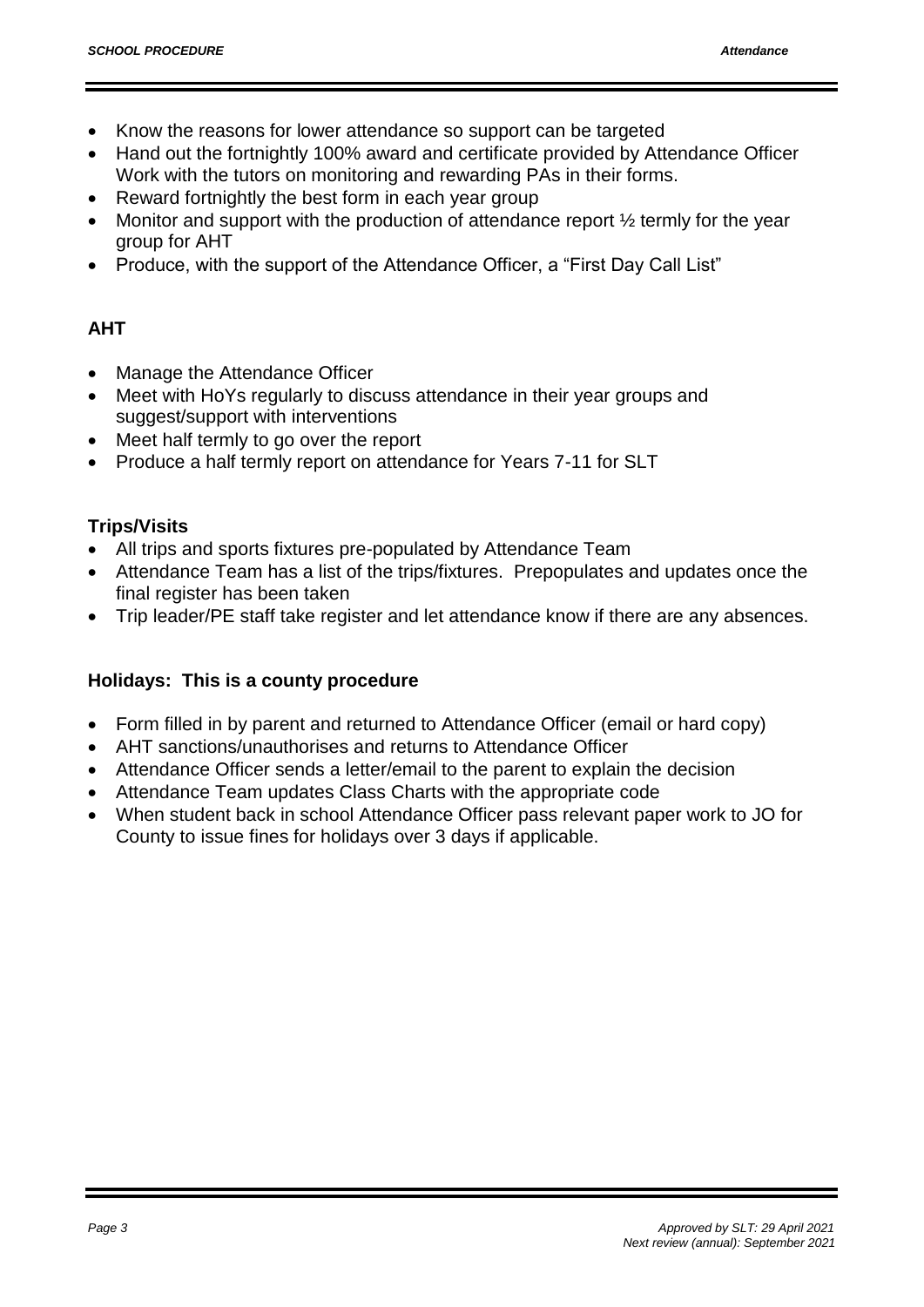- Know the reasons for lower attendance so support can be targeted
- Hand out the fortnightly 100% award and certificate provided by Attendance Officer Work with the tutors on monitoring and rewarding PAs in their forms.
- Reward fortnightly the best form in each year group
- Monitor and support with the production of attendance report ½ termly for the year group for AHT
- Produce, with the support of the Attendance Officer, a "First Day Call List"

### AHT

- Manage the Attendance Officer
- Meet with HoYs regularly to discuss attendance in their year groups and suggest/support with interventions
- Meet half termly to go over the report
- Produce a half termly report on attendance for Years 7-11 for SLT

### Trips/Visits

- All trips and sports fixtures pre-populated by Attendance Team
- Attendance Team has a list of the trips/fixtures. Prepopulates and updates once the final register has been taken
- Trip leader/PE staff take register and let attendance know if there are any absences.

### Holidays: This is a county procedure

- Form filled in by parent and returned to Attendance Officer (email or hard copy)
- AHT sanctions/unauthorises and returns to Attendance Officer
- Attendance Officer sends a letter/email to the parent to explain the decision
- Attendance Team updates Class Charts with the appropriate code
- When student back in school Attendance Officer pass relevant paper work to JO for County to issue fines for holidays over 3 days if applicable.